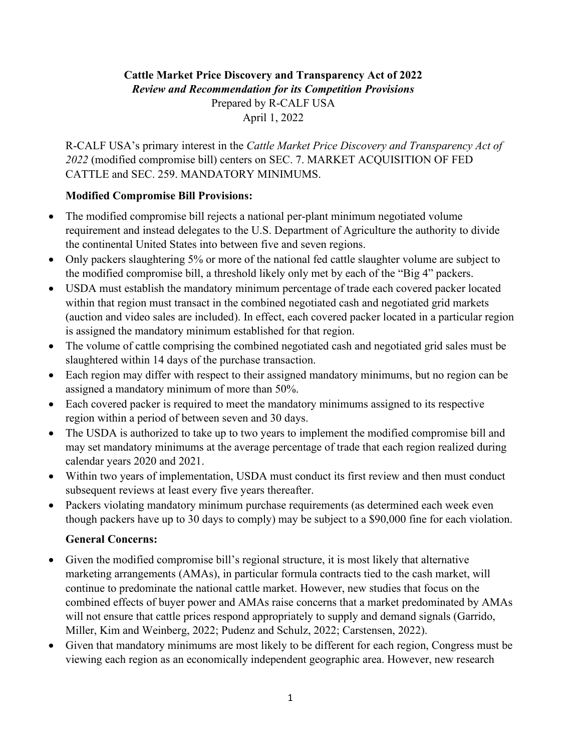**Cattle Market Price Discovery and Transparency Act of 2022**

***Review and Recommendation for its Competition Provisions***

Prepared by R-CALF USA

April 1, 2022

R-CALF USA's primary interest in the *Cattle Market Price Discovery and Transparency Act of 2022* (modified compromise bill) centers on SEC. 7. MARKET ACQUISITION OF FED CATTLE and SEC. 259. MANDATORY MINIMUMS.

**Modified Compromise Bill Provisions:**

- The modified compromise bill rejects a national per-plant minimum negotiated volume requirement and instead delegates to the U.S. Department of Agriculture the authority to divide the continental United States into between five and seven regions.
- Only packers slaughtering 5% or more of the national fed cattle slaughter volume are subject to the modified compromise bill, a threshold likely only met by each of the "Big 4" packers.
- USDA must establish the mandatory minimum percentage of trade each covered packer located within that region must transact in the combined negotiated cash and negotiated grid markets (auction and video sales are included). In effect, each covered packer located in a particular region is assigned the mandatory minimum established for that region.
- The volume of cattle comprising the combined negotiated cash and negotiated grid sales must be slaughtered within 14 days of the purchase transaction.
- Each region may differ with respect to their assigned mandatory minimums, but no region can be assigned a mandatory minimum of more than 50%.
- Each covered packer is required to meet the mandatory minimums assigned to its respective region within a period of between seven and 30 days.
- The USDA is authorized to take up to two years to implement the modified compromise bill and may set mandatory minimums at the average percentage of trade that each region realized during calendar years 2020 and 2021.
- Within two years of implementation, USDA must conduct its first review and then must conduct subsequent reviews at least every five years thereafter.
- Packers violating mandatory minimum purchase requirements (as determined each week even though packers have up to 30 days to comply) may be subject to a $90,000 fine for each violation.

**General Concerns:**

- Given the modified compromise bill's regional structure, it is most likely that alternative marketing arrangements (AMAs), in particular formula contracts tied to the cash market, will continue to predominate the national cattle market. However, new studies that focus on the combined effects of buyer power and AMAs raise concerns that a market predominated by AMAs will not ensure that cattle prices respond appropriately to supply and demand signals (Garrido, Miller, Kim and Weinberg, 2022; Pudenz and Schulz, 2022; Carstensen, 2022).
- Given that mandatory minimums are most likely to be different for each region, Congress must be viewing each region as an economically independent geographic area. However, new research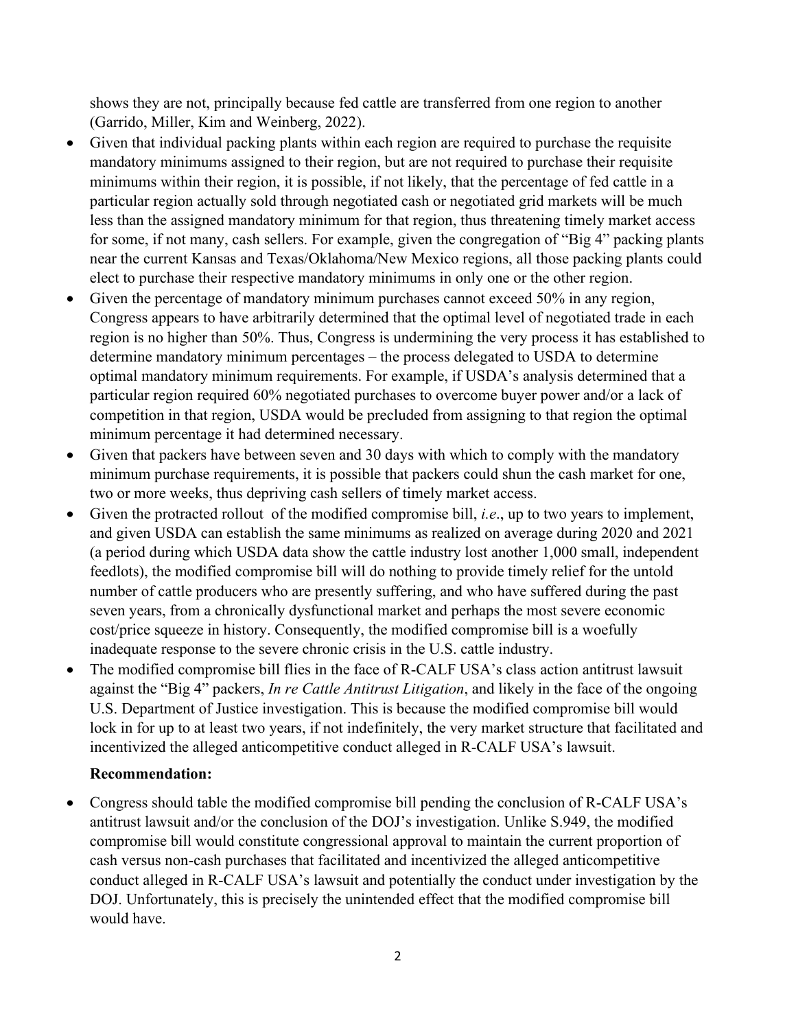shows they are not, principally because fed cattle are transferred from one region to another (Garrido, Miller, Kim and Weinberg, 2022).

- Given that individual packing plants within each region are required to purchase the requisite mandatory minimums assigned to their region, but are not required to purchase their requisite minimums within their region, it is possible, if not likely, that the percentage of fed cattle in a particular region actually sold through negotiated cash or negotiated grid markets will be much less than the assigned mandatory minimum for that region, thus threatening timely market access for some, if not many, cash sellers. For example, given the congregation of "Big 4" packing plants near the current Kansas and Texas/Oklahoma/New Mexico regions, all those packing plants could elect to purchase their respective mandatory minimums in only one or the other region.
- Given the percentage of mandatory minimum purchases cannot exceed 50% in any region, Congress appears to have arbitrarily determined that the optimal level of negotiated trade in each region is no higher than 50%. Thus, Congress is undermining the very process it has established to determine mandatory minimum percentages – the process delegated to USDA to determine optimal mandatory minimum requirements. For example, if USDA's analysis determined that a particular region required 60% negotiated purchases to overcome buyer power and/or a lack of competition in that region, USDA would be precluded from assigning to that region the optimal minimum percentage it had determined necessary.
- Given that packers have between seven and 30 days with which to comply with the mandatory minimum purchase requirements, it is possible that packers could shun the cash market for one, two or more weeks, thus depriving cash sellers of timely market access.
- Given the protracted rollout of the modified compromise bill, *i.e*., up to two years to implement, and given USDA can establish the same minimums as realized on average during 2020 and 2021 (a period during which USDA data show the cattle industry lost another 1,000 small, independent feedlots), the modified compromise bill will do nothing to provide timely relief for the untold number of cattle producers who are presently suffering, and who have suffered during the past seven years, from a chronically dysfunctional market and perhaps the most severe economic cost/price squeeze in history. Consequently, the modified compromise bill is a woefully inadequate response to the severe chronic crisis in the U.S. cattle industry.
- The modified compromise bill flies in the face of R-CALF USA's class action antitrust lawsuit against the "Big 4" packers, *In re Cattle Antitrust Litigation*, and likely in the face of the ongoing U.S. Department of Justice investigation. This is because the modified compromise bill would lock in for up to at least two years, if not indefinitely, the very market structure that facilitated and incentivized the alleged anticompetitive conduct alleged in R-CALF USA's lawsuit.

**Recommendation:**

- Congress should table the modified compromise bill pending the conclusion of R-CALF USA's antitrust lawsuit and/or the conclusion of the DOJ's investigation. Unlike S.949, the modified compromise bill would constitute congressional approval to maintain the current proportion of cash versus non-cash purchases that facilitated and incentivized the alleged anticompetitive conduct alleged in R-CALF USA's lawsuit and potentially the conduct under investigation by the DOJ. Unfortunately, this is precisely the unintended effect that the modified compromise bill would have.